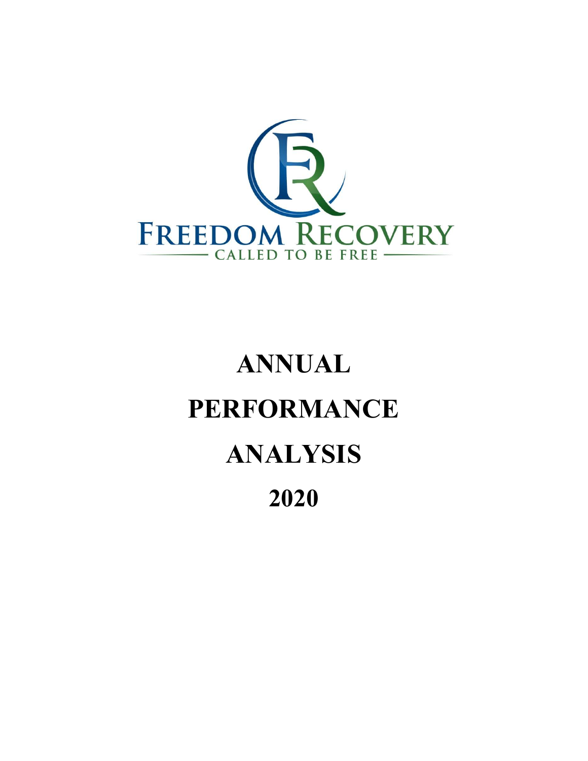FREEDOM RECOVERY

CALLED TO BE FREE

# ANNUAL PERFORMANCE ANALYSIS 2020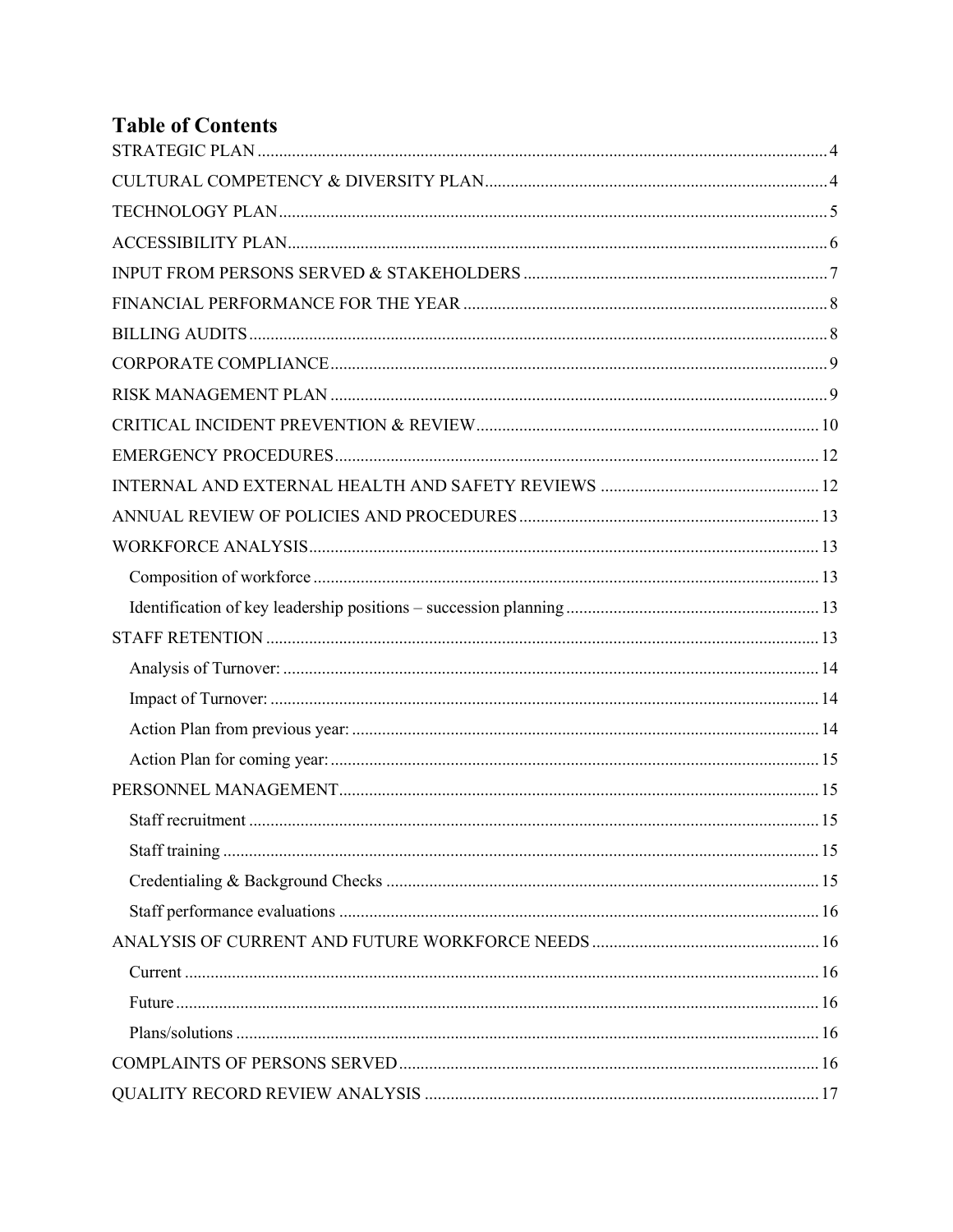# Table of Contents

- STRATEGIC PLAN ........ 4
- CULTURAL COMPETENCY & DIVERSITY PLAN ........ 4
- TECHNOLOGY PLAN ........ 5
- ACCESSIBILITY PLAN ........ 6
- INPUT FROM PERSONS SERVED & STAKEHOLDERS ........ 7
- FINANCIAL PERFORMANCE FOR THE YEAR ........ 8
- BILLING AUDITS ........ 8
- CORPORATE COMPLIANCE ........ 9
- RISK MANAGEMENT PLAN ........ 9
- CRITICAL INCIDENT PREVENTION & REVIEW ........ 10
- EMERGENCY PROCEDURES ........ 12
- INTERNAL AND EXTERNAL HEALTH AND SAFETY REVIEWS ........ 12
- ANNUAL REVIEW OF POLICIES AND PROCEDURES ........ 13
- WORKFORCE ANALYSIS ........ 13
  - Composition of workforce ........ 13
  - Identification of key leadership positions – succession planning ........ 13
- STAFF RETENTION ........ 13
  - Analysis of Turnover: ........ 14
  - Impact of Turnover: ........ 14
  - Action Plan from previous year: ........ 14
  - Action Plan for coming year: ........ 15
- PERSONNEL MANAGEMENT ........ 15
  - Staff recruitment ........ 15
  - Staff training ........ 15
  - Credentialing & Background Checks ........ 15
  - Staff performance evaluations ........ 16
- ANALYSIS OF CURRENT AND FUTURE WORKFORCE NEEDS ........ 16
  - Current ........ 16
  - Future ........ 16
  - Plans/solutions ........ 16
- COMPLAINTS OF PERSONS SERVED ........ 16
- QUALITY RECORD REVIEW ANALYSIS ........ 17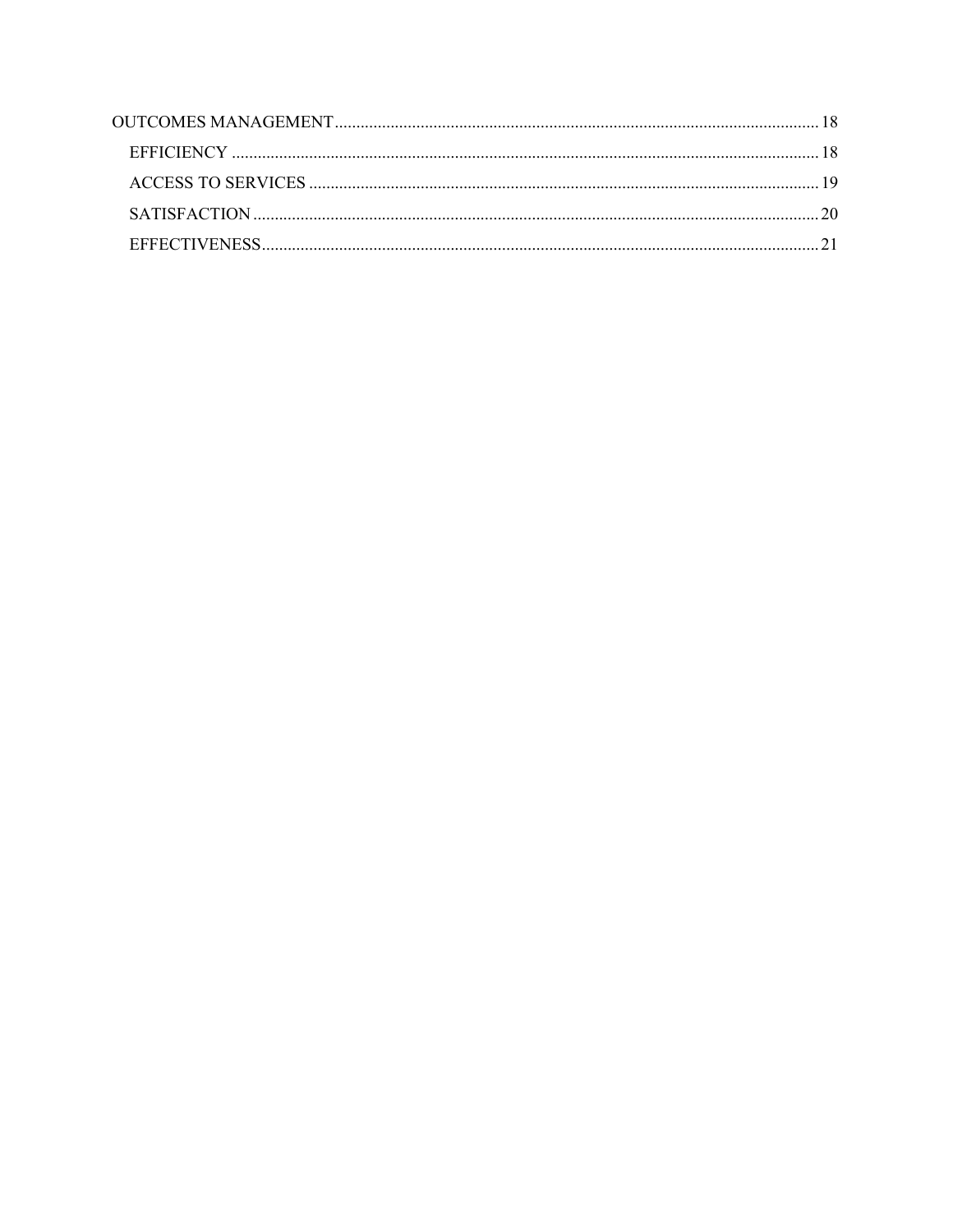OUTCOMES MANAGEMENT ........................................................................................................ 18

- EFFICIENCY ........................................................................................................................ 18
- ACCESS TO SERVICES ...................................................................................................... 19
- SATISFACTION .................................................................................................................... 20
- EFFECTIVENESS ................................................................................................................. 21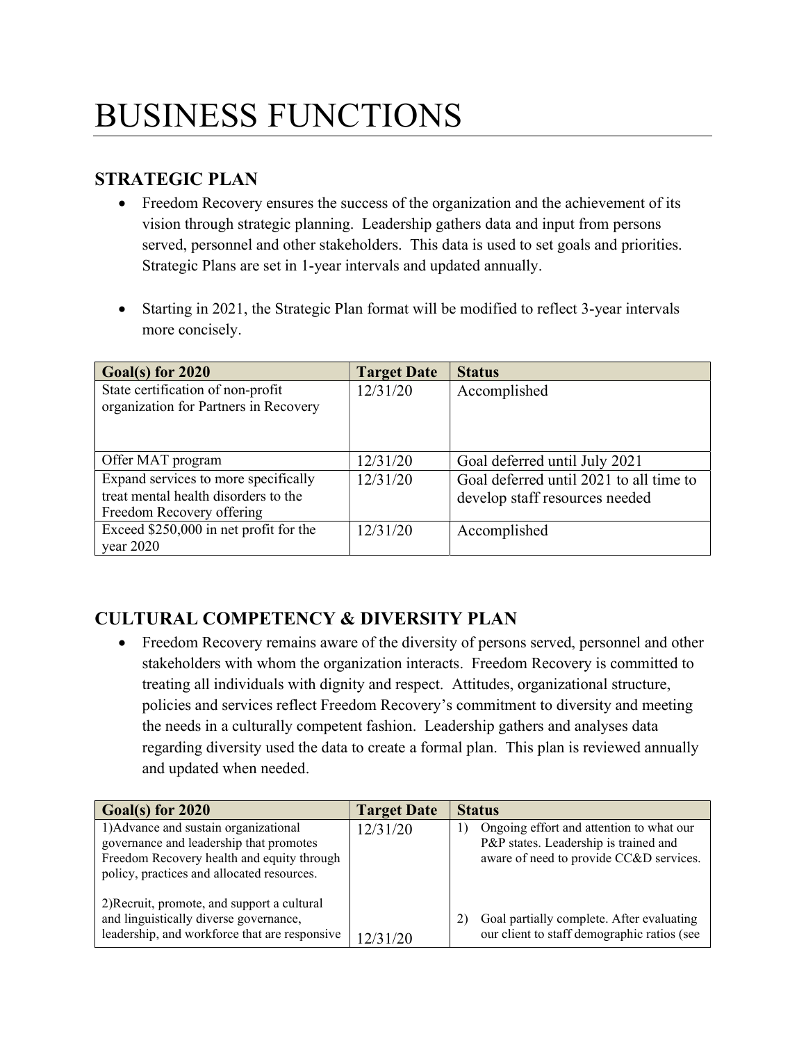# BUSINESS FUNCTIONS

## STRATEGIC PLAN

- Freedom Recovery ensures the success of the organization and the achievement of its vision through strategic planning. Leadership gathers data and input from persons served, personnel and other stakeholders. This data is used to set goals and priorities. Strategic Plans are set in 1-year intervals and updated annually.

- Starting in 2021, the Strategic Plan format will be modified to reflect 3-year intervals more concisely.

| Goal(s) for 2020 | Target Date | Status |
|---|---|---|
| State certification of non-profit organization for Partners in Recovery | 12/31/20 | Accomplished |
| Offer MAT program | 12/31/20 | Goal deferred until July 2021 |
| Expand services to more specifically treat mental health disorders to the Freedom Recovery offering | 12/31/20 | Goal deferred until 2021 to all time to develop staff resources needed |
| Exceed $250,000 in net profit for the year 2020 | 12/31/20 | Accomplished |

## CULTURAL COMPETENCY & DIVERSITY PLAN

- Freedom Recovery remains aware of the diversity of persons served, personnel and other stakeholders with whom the organization interacts. Freedom Recovery is committed to treating all individuals with dignity and respect. Attitudes, organizational structure, policies and services reflect Freedom Recovery's commitment to diversity and meeting the needs in a culturally competent fashion. Leadership gathers and analyses data regarding diversity used the data to create a formal plan. This plan is reviewed annually and updated when needed.

| Goal(s) for 2020 | Target Date | Status |
|---|---|---|
| 1)Advance and sustain organizational governance and leadership that promotes Freedom Recovery health and equity through policy, practices and allocated resources. | 12/31/20 | 1) Ongoing effort and attention to what our P&P states. Leadership is trained and aware of need to provide CC&D services. |
| 2)Recruit, promote, and support a cultural and linguistically diverse governance, leadership, and workforce that are responsive | 12/31/20 | 2) Goal partially complete. After evaluating our client to staff demographic ratios (see |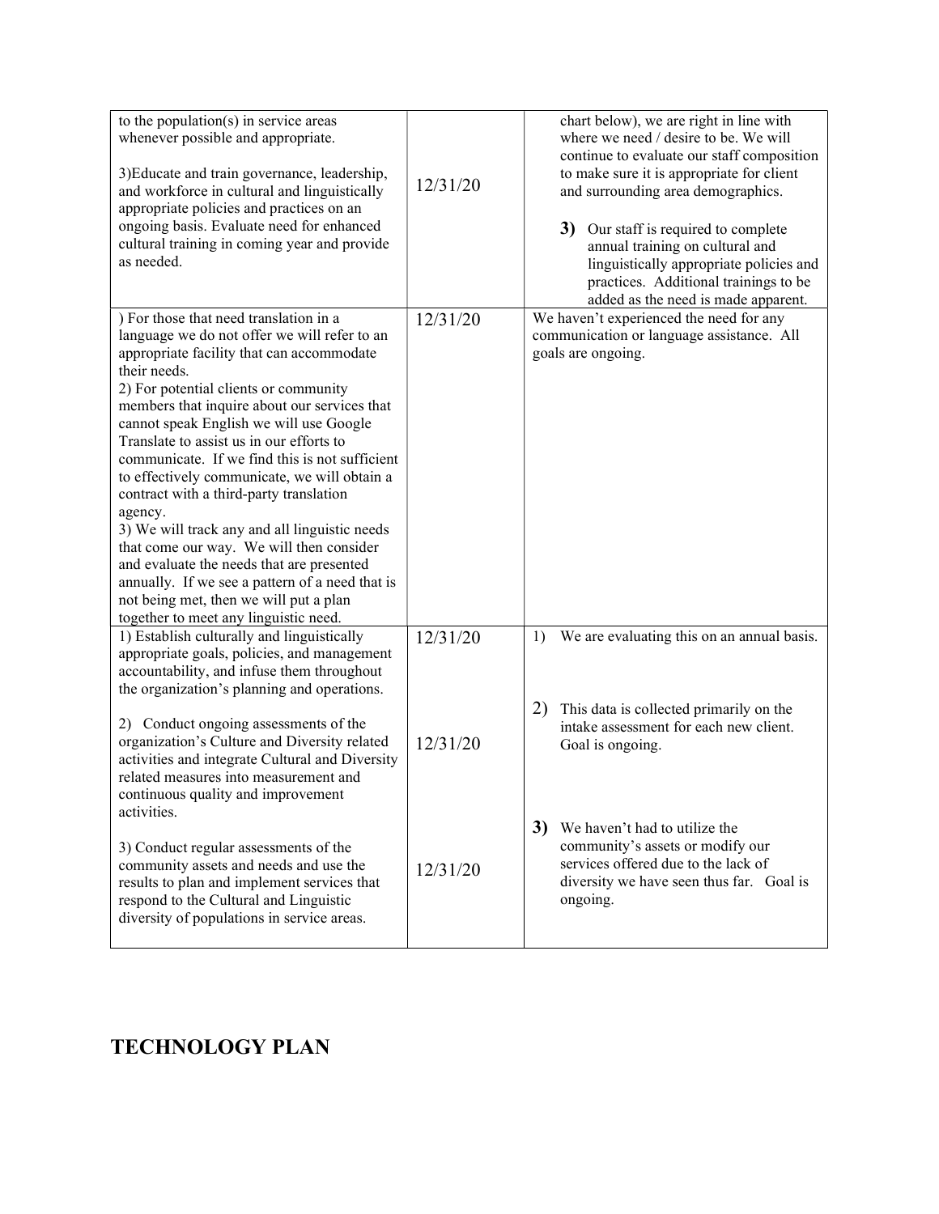| | | |
|---|---|---|
| to the population(s) in service areas whenever possible and appropriate.<br><br>3)Educate and train governance, leadership, and workforce in cultural and linguistically appropriate policies and practices on an ongoing basis. Evaluate need for enhanced cultural training in coming year and provide as needed. | 12/31/20 | chart below), we are right in line with where we need / desire to be. We will continue to evaluate our staff composition to make sure it is appropriate for client and surrounding area demographics.<br><br>**3)** Our staff is required to complete annual training on cultural and linguistically appropriate policies and practices. Additional trainings to be added as the need is made apparent. |
| ) For those that need translation in a language we do not offer we will refer to an appropriate facility that can accommodate their needs.<br>2) For potential clients or community members that inquire about our services that cannot speak English we will use Google Translate to assist us in our efforts to communicate. If we find this is not sufficient to effectively communicate, we will obtain a contract with a third-party translation agency.<br>3) We will track any and all linguistic needs that come our way. We will then consider and evaluate the needs that are presented annually. If we see a pattern of a need that is not being met, then we will put a plan together to meet any linguistic need. | 12/31/20 | We haven't experienced the need for any communication or language assistance. All goals are ongoing. |
| 1) Establish culturally and linguistically appropriate goals, policies, and management accountability, and infuse them throughout the organization's planning and operations.<br><br>2) Conduct ongoing assessments of the organization's Culture and Diversity related activities and integrate Cultural and Diversity related measures into measurement and continuous quality and improvement activities.<br><br>3) Conduct regular assessments of the community assets and needs and use the results to plan and implement services that respond to the Cultural and Linguistic diversity of populations in service areas. | 12/31/20<br><br>12/31/20<br><br>12/31/20 | 1) We are evaluating this on an annual basis.<br><br>2) This data is collected primarily on the intake assessment for each new client. Goal is ongoing.<br><br>**3)** We haven't had to utilize the community's assets or modify our services offered due to the lack of diversity we have seen thus far. Goal is ongoing. |

## TECHNOLOGY PLAN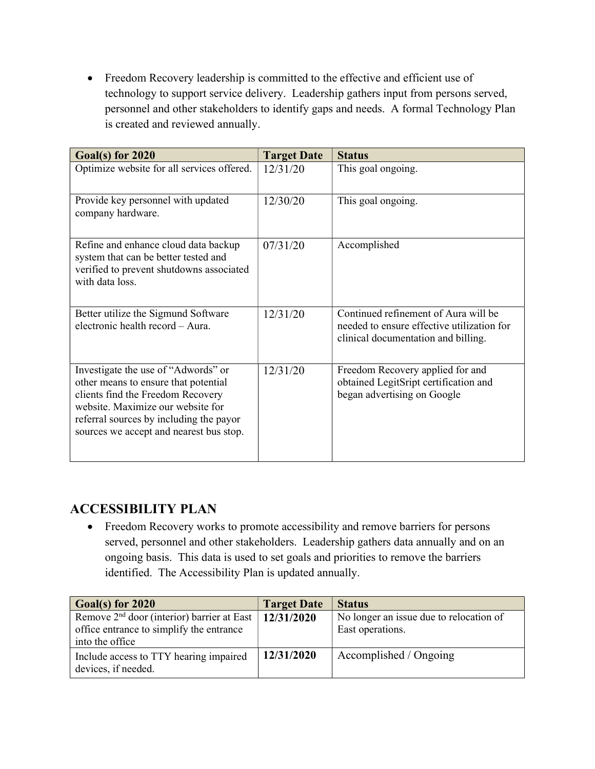- Freedom Recovery leadership is committed to the effective and efficient use of technology to support service delivery. Leadership gathers input from persons served, personnel and other stakeholders to identify gaps and needs. A formal Technology Plan is created and reviewed annually.

| Goal(s) for 2020 | Target Date | Status |
|---|---|---|
| Optimize website for all services offered. | 12/31/20 | This goal ongoing. |
| Provide key personnel with updated company hardware. | 12/30/20 | This goal ongoing. |
| Refine and enhance cloud data backup system that can be better tested and verified to prevent shutdowns associated with data loss. | 07/31/20 | Accomplished |
| Better utilize the Sigmund Software electronic health record – Aura. | 12/31/20 | Continued refinement of Aura will be needed to ensure effective utilization for clinical documentation and billing. |
| Investigate the use of "Adwords" or other means to ensure that potential clients find the Freedom Recovery website. Maximize our website for referral sources by including the payor sources we accept and nearest bus stop. | 12/31/20 | Freedom Recovery applied for and obtained LegitSript certification and began advertising on Google |

## ACCESSIBILITY PLAN

- Freedom Recovery works to promote accessibility and remove barriers for persons served, personnel and other stakeholders. Leadership gathers data annually and on an ongoing basis. This data is used to set goals and priorities to remove the barriers identified. The Accessibility Plan is updated annually.

| Goal(s) for 2020 | Target Date | Status |
|---|---|---|
| Remove 2nd door (interior) barrier at East office entrance to simplify the entrance into the office | **12/31/2020** | No longer an issue due to relocation of East operations. |
| Include access to TTY hearing impaired devices, if needed. | **12/31/2020** | Accomplished / Ongoing |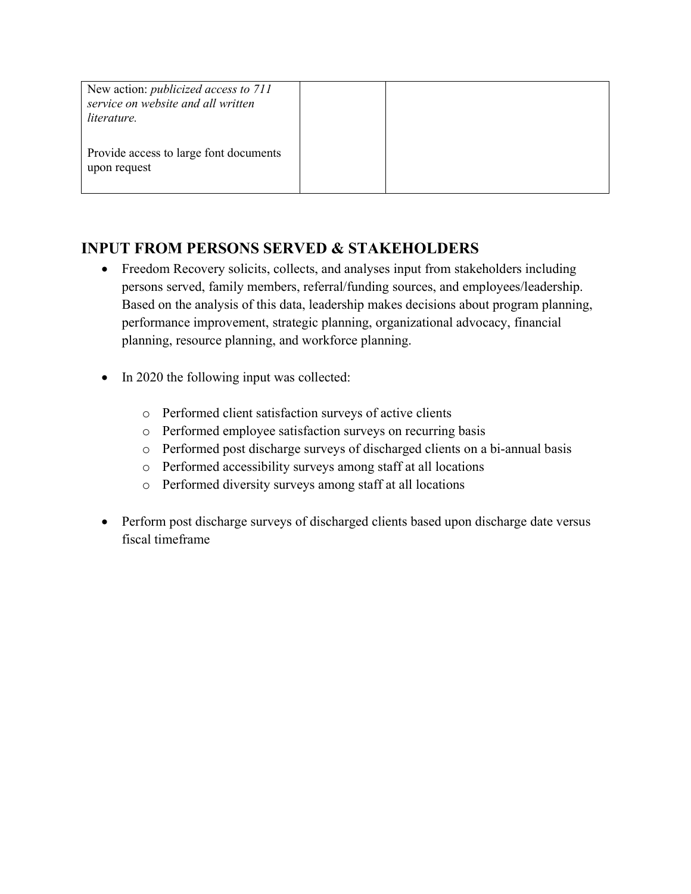| New action: *publicized access to 711 service on website and all written literature.*<br><br>Provide access to large font documents upon request | | |
|---|---|---|

## INPUT FROM PERSONS SERVED & STAKEHOLDERS

- Freedom Recovery solicits, collects, and analyses input from stakeholders including persons served, family members, referral/funding sources, and employees/leadership. Based on the analysis of this data, leadership makes decisions about program planning, performance improvement, strategic planning, organizational advocacy, financial planning, resource planning, and workforce planning.

- In 2020 the following input was collected:

    - Performed client satisfaction surveys of active clients
    - Performed employee satisfaction surveys on recurring basis
    - Performed post discharge surveys of discharged clients on a bi-annual basis
    - Performed accessibility surveys among staff at all locations
    - Performed diversity surveys among staff at all locations

- Perform post discharge surveys of discharged clients based upon discharge date versus fiscal timeframe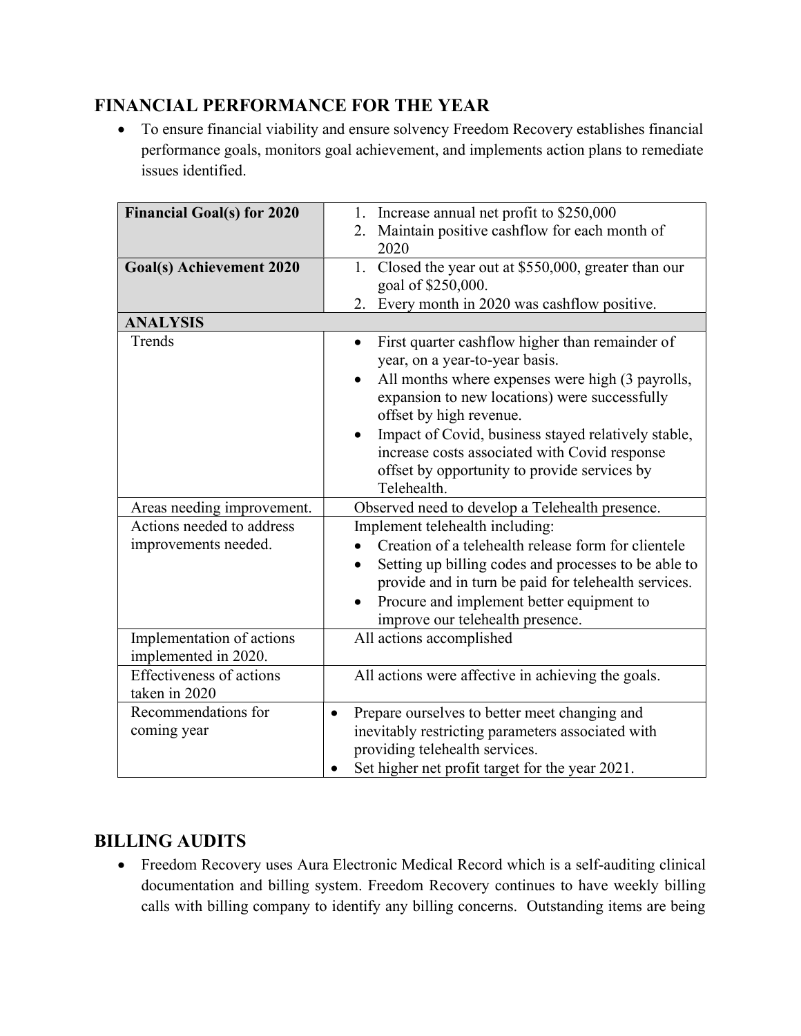## FINANCIAL PERFORMANCE FOR THE YEAR

- To ensure financial viability and ensure solvency Freedom Recovery establishes financial performance goals, monitors goal achievement, and implements action plans to remediate issues identified.

| **Financial Goal(s) for 2020** | 1. Increase annual net profit to $250,000<br>2. Maintain positive cashflow for each month of 2020 |
|---|---|
| **Goal(s) Achievement 2020** | 1. Closed the year out at $550,000, greater than our goal of $250,000.<br>2. Every month in 2020 was cashflow positive. |
| **ANALYSIS** | |
| Trends | • First quarter cashflow higher than remainder of year, on a year-to-year basis.<br>• All months where expenses were high (3 payrolls, expansion to new locations) were successfully offset by high revenue.<br>• Impact of Covid, business stayed relatively stable, increase costs associated with Covid response offset by opportunity to provide services by Telehealth. |
| Areas needing improvement. | Observed need to develop a Telehealth presence. |
| Actions needed to address improvements needed. | Implement telehealth including:<br>• Creation of a telehealth release form for clientele<br>• Setting up billing codes and processes to be able to provide and in turn be paid for telehealth services.<br>• Procure and implement better equipment to improve our telehealth presence. |
| Implementation of actions implemented in 2020. | All actions accomplished |
| Effectiveness of actions taken in 2020 | All actions were affective in achieving the goals. |
| Recommendations for coming year | • Prepare ourselves to better meet changing and inevitably restricting parameters associated with providing telehealth services.<br>• Set higher net profit target for the year 2021. |

## BILLING AUDITS

- Freedom Recovery uses Aura Electronic Medical Record which is a self-auditing clinical documentation and billing system. Freedom Recovery continues to have weekly billing calls with billing company to identify any billing concerns. Outstanding items are being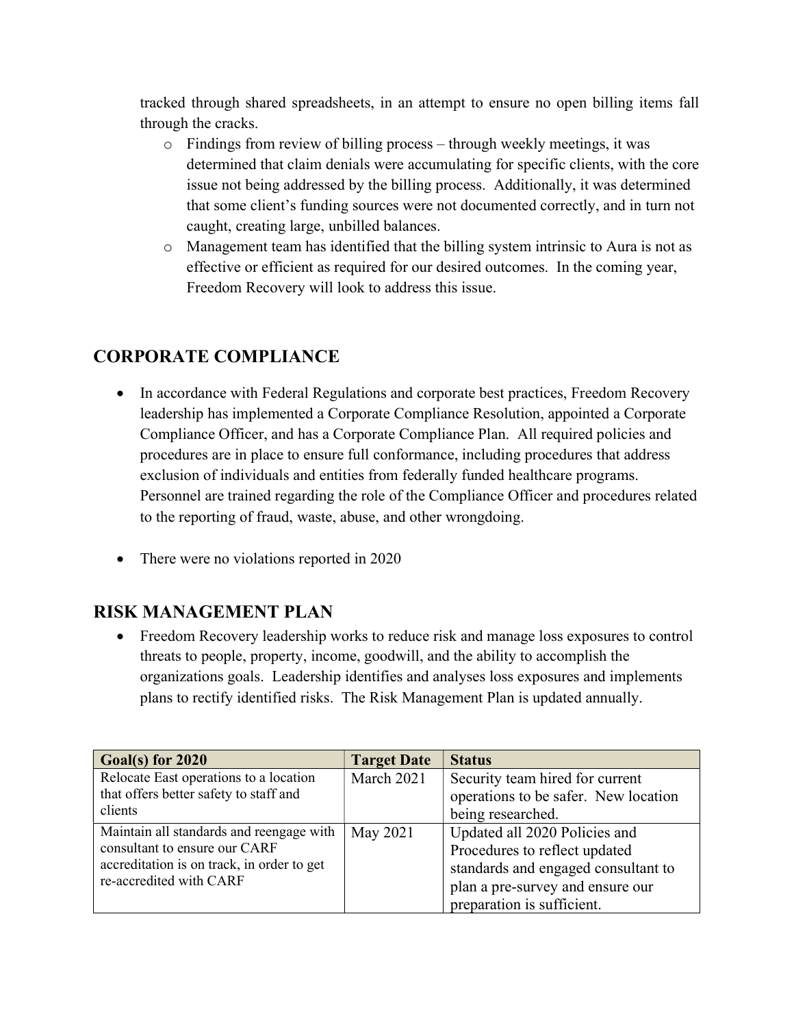tracked through shared spreadsheets, in an attempt to ensure no open billing items fall through the cracks.

- Findings from review of billing process – through weekly meetings, it was determined that claim denials were accumulating for specific clients, with the core issue not being addressed by the billing process. Additionally, it was determined that some client's funding sources were not documented correctly, and in turn not caught, creating large, unbilled balances.
- Management team has identified that the billing system intrinsic to Aura is not as effective or efficient as required for our desired outcomes. In the coming year, Freedom Recovery will look to address this issue.

## CORPORATE COMPLIANCE

- In accordance with Federal Regulations and corporate best practices, Freedom Recovery leadership has implemented a Corporate Compliance Resolution, appointed a Corporate Compliance Officer, and has a Corporate Compliance Plan. All required policies and procedures are in place to ensure full conformance, including procedures that address exclusion of individuals and entities from federally funded healthcare programs. Personnel are trained regarding the role of the Compliance Officer and procedures related to the reporting of fraud, waste, abuse, and other wrongdoing.

- There were no violations reported in 2020

## RISK MANAGEMENT PLAN

- Freedom Recovery leadership works to reduce risk and manage loss exposures to control threats to people, property, income, goodwill, and the ability to accomplish the organizations goals. Leadership identifies and analyses loss exposures and implements plans to rectify identified risks. The Risk Management Plan is updated annually.

| Goal(s) for 2020 | Target Date | Status |
|---|---|---|
| Relocate East operations to a location that offers better safety to staff and clients | March 2021 | Security team hired for current operations to be safer. New location being researched. |
| Maintain all standards and reengage with consultant to ensure our CARF accreditation is on track, in order to get re-accredited with CARF | May 2021 | Updated all 2020 Policies and Procedures to reflect updated standards and engaged consultant to plan a pre-survey and ensure our preparation is sufficient. |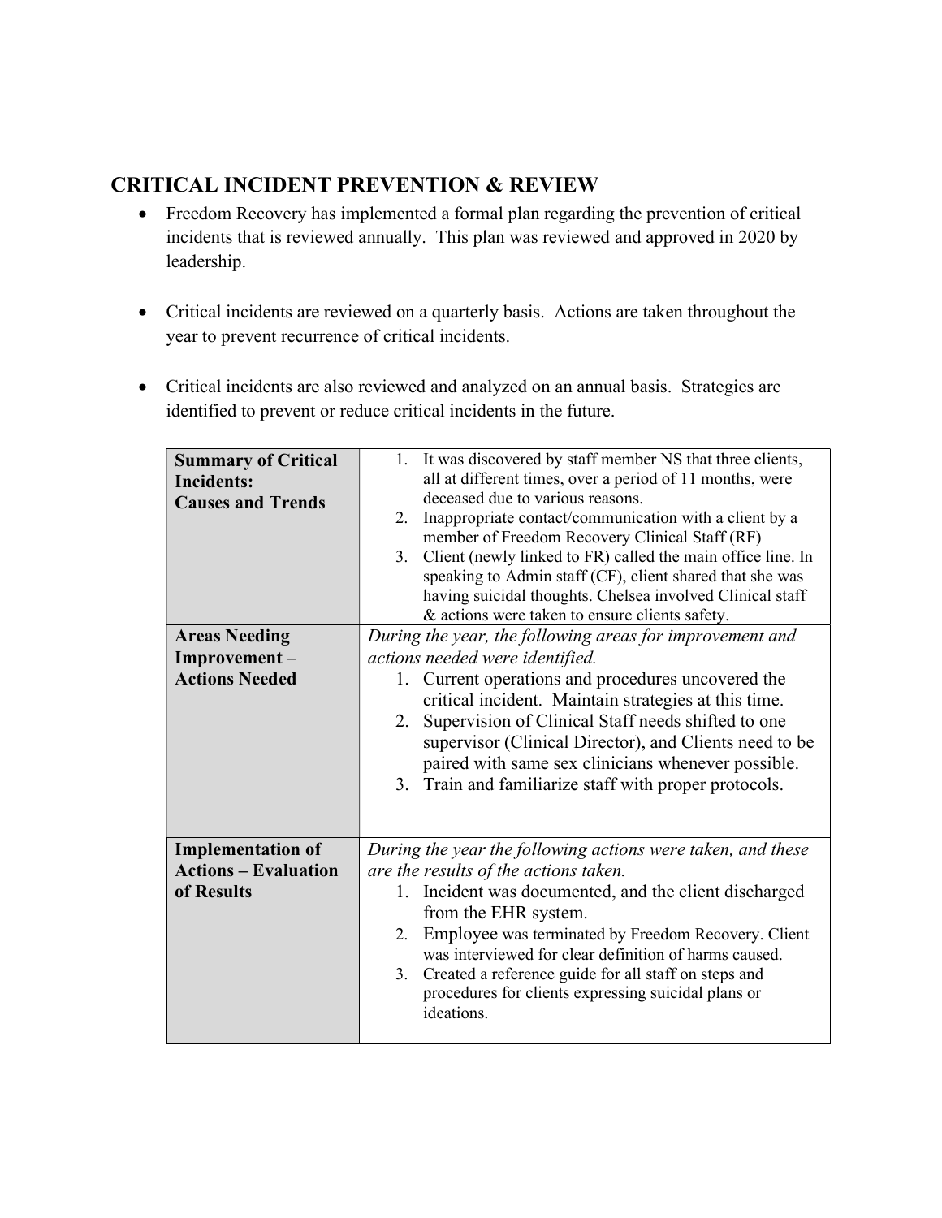## CRITICAL INCIDENT PREVENTION & REVIEW

- Freedom Recovery has implemented a formal plan regarding the prevention of critical incidents that is reviewed annually. This plan was reviewed and approved in 2020 by leadership.
- Critical incidents are reviewed on a quarterly basis. Actions are taken throughout the year to prevent recurrence of critical incidents.
- Critical incidents are also reviewed and analyzed on an annual basis. Strategies are identified to prevent or reduce critical incidents in the future.

| | |
|---|---|
| **Summary of Critical Incidents: Causes and Trends** | 1. It was discovered by staff member NS that three clients, all at different times, over a period of 11 months, were deceased due to various reasons.<br>2. Inappropriate contact/communication with a client by a member of Freedom Recovery Clinical Staff (RF)<br>3. Client (newly linked to FR) called the main office line. In speaking to Admin staff (CF), client shared that she was having suicidal thoughts. Chelsea involved Clinical staff & actions were taken to ensure clients safety. |
| **Areas Needing Improvement – Actions Needed** | *During the year, the following areas for improvement and actions needed were identified.*<br>1. Current operations and procedures uncovered the critical incident. Maintain strategies at this time.<br>2. Supervision of Clinical Staff needs shifted to one supervisor (Clinical Director), and Clients need to be paired with same sex clinicians whenever possible.<br>3. Train and familiarize staff with proper protocols. |
| **Implementation of Actions – Evaluation of Results** | *During the year the following actions were taken, and these are the results of the actions taken.*<br>1. Incident was documented, and the client discharged from the EHR system.<br>2. Employee was terminated by Freedom Recovery. Client was interviewed for clear definition of harms caused.<br>3. Created a reference guide for all staff on steps and procedures for clients expressing suicidal plans or ideations. |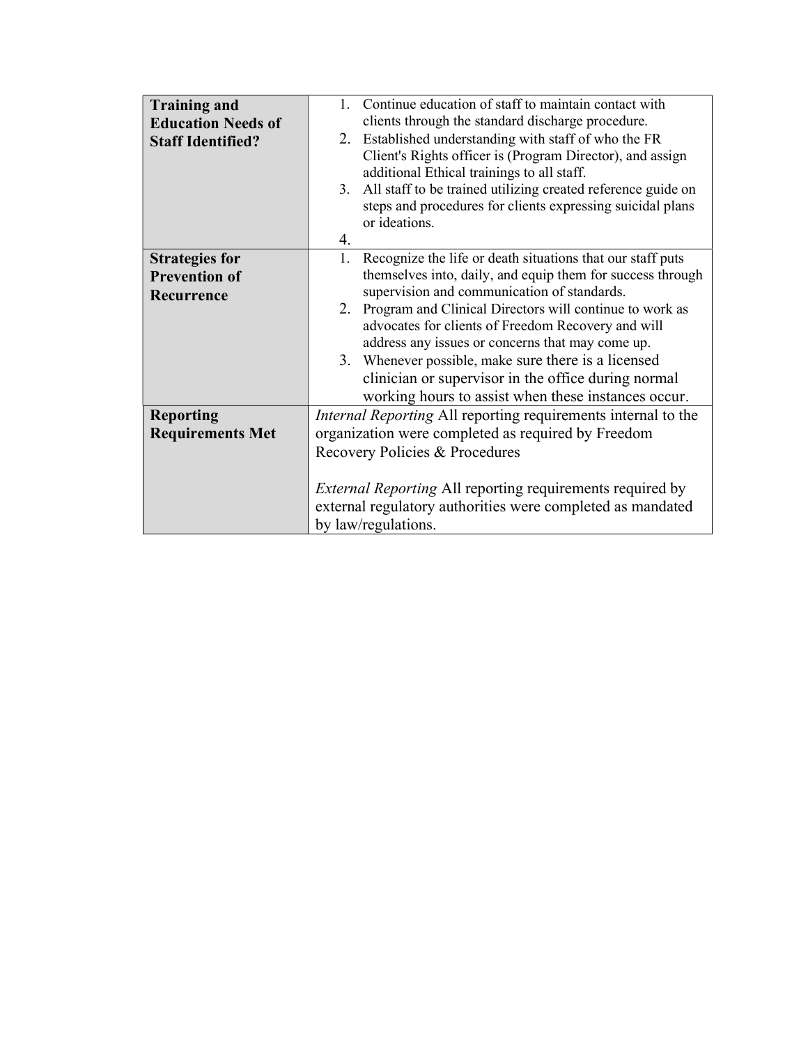| | |
|---|---|
| **Training and Education Needs of Staff Identified?** | 1. Continue education of staff to maintain contact with clients through the standard discharge procedure.<br>2. Established understanding with staff of who the FR Client's Rights officer is (Program Director), and assign additional Ethical trainings to all staff.<br>3. All staff to be trained utilizing created reference guide on steps and procedures for clients expressing suicidal plans or ideations.<br>4. |
| **Strategies for Prevention of Recurrence** | 1. Recognize the life or death situations that our staff puts themselves into, daily, and equip them for success through supervision and communication of standards.<br>2. Program and Clinical Directors will continue to work as advocates for clients of Freedom Recovery and will address any issues or concerns that may come up.<br>3. Whenever possible, make sure there is a licensed clinician or supervisor in the office during normal working hours to assist when these instances occur. |
| **Reporting Requirements Met** | *Internal Reporting* All reporting requirements internal to the organization were completed as required by Freedom Recovery Policies & Procedures<br><br>*External Reporting* All reporting requirements required by external regulatory authorities were completed as mandated by law/regulations. |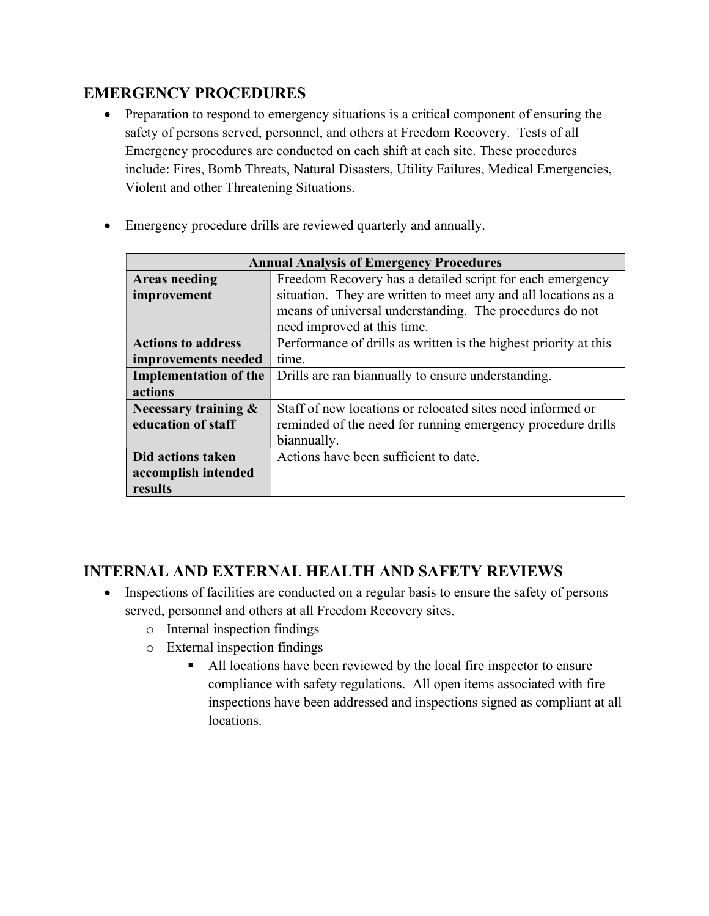## EMERGENCY PROCEDURES

- Preparation to respond to emergency situations is a critical component of ensuring the safety of persons served, personnel, and others at Freedom Recovery. Tests of all Emergency procedures are conducted on each shift at each site. These procedures include: Fires, Bomb Threats, Natural Disasters, Utility Failures, Medical Emergencies, Violent and other Threatening Situations.

- Emergency procedure drills are reviewed quarterly and annually.

| Annual Analysis of Emergency Procedures | |
|---|---|
| **Areas needing improvement** | Freedom Recovery has a detailed script for each emergency situation. They are written to meet any and all locations as a means of universal understanding. The procedures do not need improved at this time. |
| **Actions to address improvements needed** | Performance of drills as written is the highest priority at this time. |
| **Implementation of the actions** | Drills are ran biannually to ensure understanding. |
| **Necessary training & education of staff** | Staff of new locations or relocated sites need informed or reminded of the need for running emergency procedure drills biannually. |
| **Did actions taken accomplish intended results** | Actions have been sufficient to date. |

## INTERNAL AND EXTERNAL HEALTH AND SAFETY REVIEWS

- Inspections of facilities are conducted on a regular basis to ensure the safety of persons served, personnel and others at all Freedom Recovery sites.
  - Internal inspection findings
  - External inspection findings
    - All locations have been reviewed by the local fire inspector to ensure compliance with safety regulations. All open items associated with fire inspections have been addressed and inspections signed as compliant at all locations.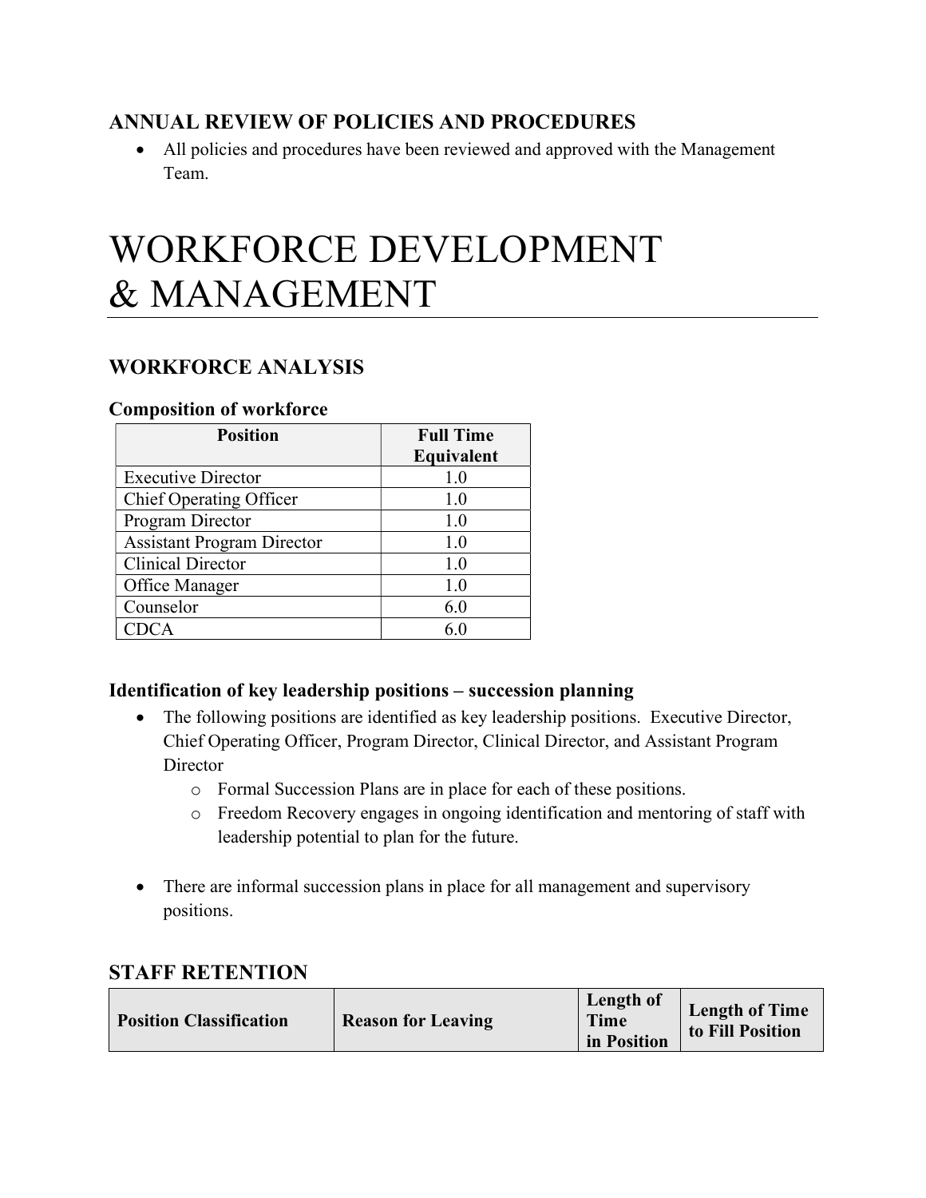## ANNUAL REVIEW OF POLICIES AND PROCEDURES

- All policies and procedures have been reviewed and approved with the Management Team.

# WORKFORCE DEVELOPMENT & MANAGEMENT

## WORKFORCE ANALYSIS

### Composition of workforce

| Position | Full Time Equivalent |
|---|---|
| Executive Director | 1.0 |
| Chief Operating Officer | 1.0 |
| Program Director | 1.0 |
| Assistant Program Director | 1.0 |
| Clinical Director | 1.0 |
| Office Manager | 1.0 |
| Counselor | 6.0 |
| CDCA | 6.0 |

### Identification of key leadership positions – succession planning

- The following positions are identified as key leadership positions. Executive Director, Chief Operating Officer, Program Director, Clinical Director, and Assistant Program Director
  - Formal Succession Plans are in place for each of these positions.
  - Freedom Recovery engages in ongoing identification and mentoring of staff with leadership potential to plan for the future.

- There are informal succession plans in place for all management and supervisory positions.

## STAFF RETENTION

| Position Classification | Reason for Leaving | Length of Time in Position | Length of Time to Fill Position |
|---|---|---|---|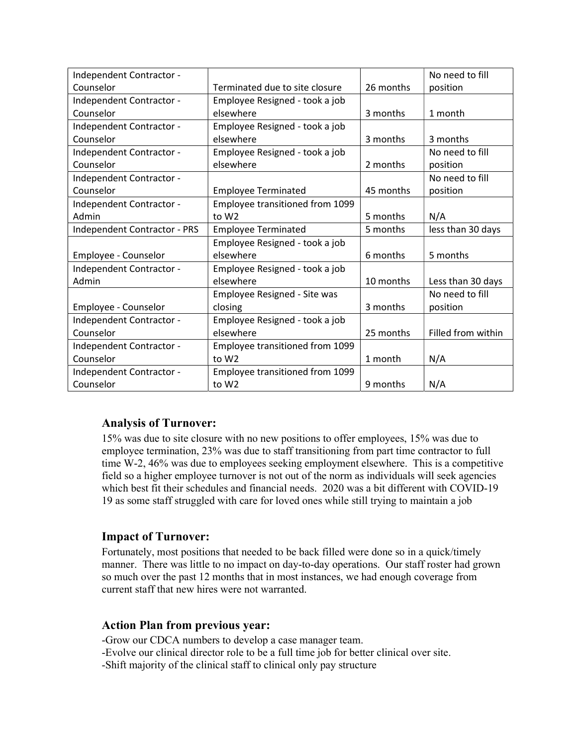| | | | |
|---|---|---|---|
| Independent Contractor - Counselor | Terminated due to site closure | 26 months | No need to fill position |
| Independent Contractor - Counselor | Employee Resigned - took a job elsewhere | 3 months | 1 month |
| Independent Contractor - Counselor | Employee Resigned - took a job elsewhere | 3 months | 3 months |
| Independent Contractor - Counselor | Employee Resigned - took a job elsewhere | 2 months | No need to fill position |
| Independent Contractor - Counselor | Employee Terminated | 45 months | No need to fill position |
| Independent Contractor - Admin | Employee transitioned from 1099 to W2 | 5 months | N/A |
| Independent Contractor - PRS | Employee Terminated | 5 months | less than 30 days |
| Employee - Counselor | Employee Resigned - took a job elsewhere | 6 months | 5 months |
| Independent Contractor - Admin | Employee Resigned - took a job elsewhere | 10 months | Less than 30 days |
| Employee - Counselor | Employee Resigned - Site was closing | 3 months | No need to fill position |
| Independent Contractor - Counselor | Employee Resigned - took a job elsewhere | 25 months | Filled from within |
| Independent Contractor - Counselor | Employee transitioned from 1099 to W2 | 1 month | N/A |
| Independent Contractor - Counselor | Employee transitioned from 1099 to W2 | 9 months | N/A |

### Analysis of Turnover:

15% was due to site closure with no new positions to offer employees, 15% was due to employee termination, 23% was due to staff transitioning from part time contractor to full time W-2, 46% was due to employees seeking employment elsewhere. This is a competitive field so a higher employee turnover is not out of the norm as individuals will seek agencies which best fit their schedules and financial needs. 2020 was a bit different with COVID-19 19 as some staff struggled with care for loved ones while still trying to maintain a job

### Impact of Turnover:

Fortunately, most positions that needed to be back filled were done so in a quick/timely manner. There was little to no impact on day-to-day operations. Our staff roster had grown so much over the past 12 months that in most instances, we had enough coverage from current staff that new hires were not warranted.

### Action Plan from previous year:

-Grow our CDCA numbers to develop a case manager team.
-Evolve our clinical director role to be a full time job for better clinical over site.
-Shift majority of the clinical staff to clinical only pay structure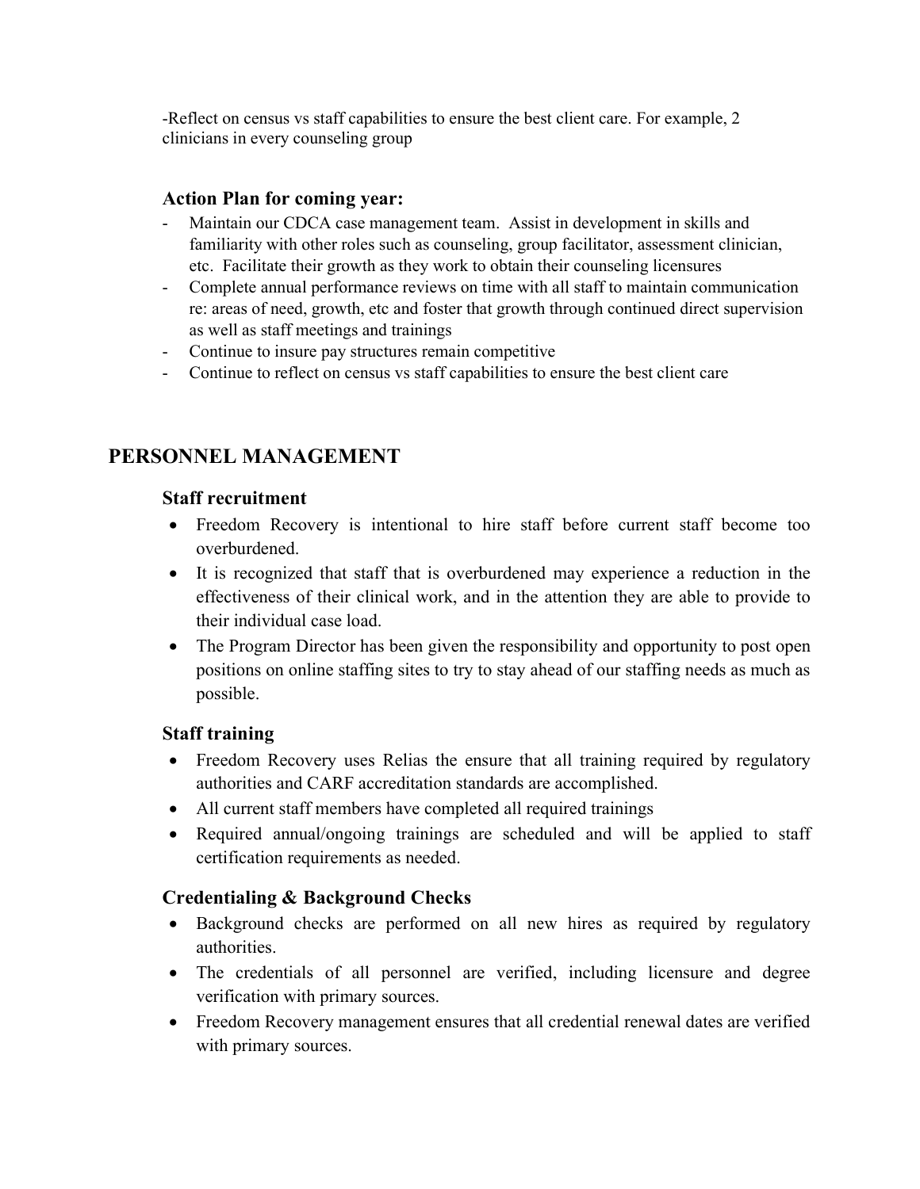-Reflect on census vs staff capabilities to ensure the best client care. For example, 2 clinicians in every counseling group

### Action Plan for coming year:

- Maintain our CDCA case management team. Assist in development in skills and familiarity with other roles such as counseling, group facilitator, assessment clinician, etc. Facilitate their growth as they work to obtain their counseling licensures
- Complete annual performance reviews on time with all staff to maintain communication re: areas of need, growth, etc and foster that growth through continued direct supervision as well as staff meetings and trainings
- Continue to insure pay structures remain competitive
- Continue to reflect on census vs staff capabilities to ensure the best client care

## PERSONNEL MANAGEMENT

### Staff recruitment

- Freedom Recovery is intentional to hire staff before current staff become too overburdened.
- It is recognized that staff that is overburdened may experience a reduction in the effectiveness of their clinical work, and in the attention they are able to provide to their individual case load.
- The Program Director has been given the responsibility and opportunity to post open positions on online staffing sites to try to stay ahead of our staffing needs as much as possible.

### Staff training

- Freedom Recovery uses Relias the ensure that all training required by regulatory authorities and CARF accreditation standards are accomplished.
- All current staff members have completed all required trainings
- Required annual/ongoing trainings are scheduled and will be applied to staff certification requirements as needed.

### Credentialing & Background Checks

- Background checks are performed on all new hires as required by regulatory authorities.
- The credentials of all personnel are verified, including licensure and degree verification with primary sources.
- Freedom Recovery management ensures that all credential renewal dates are verified with primary sources.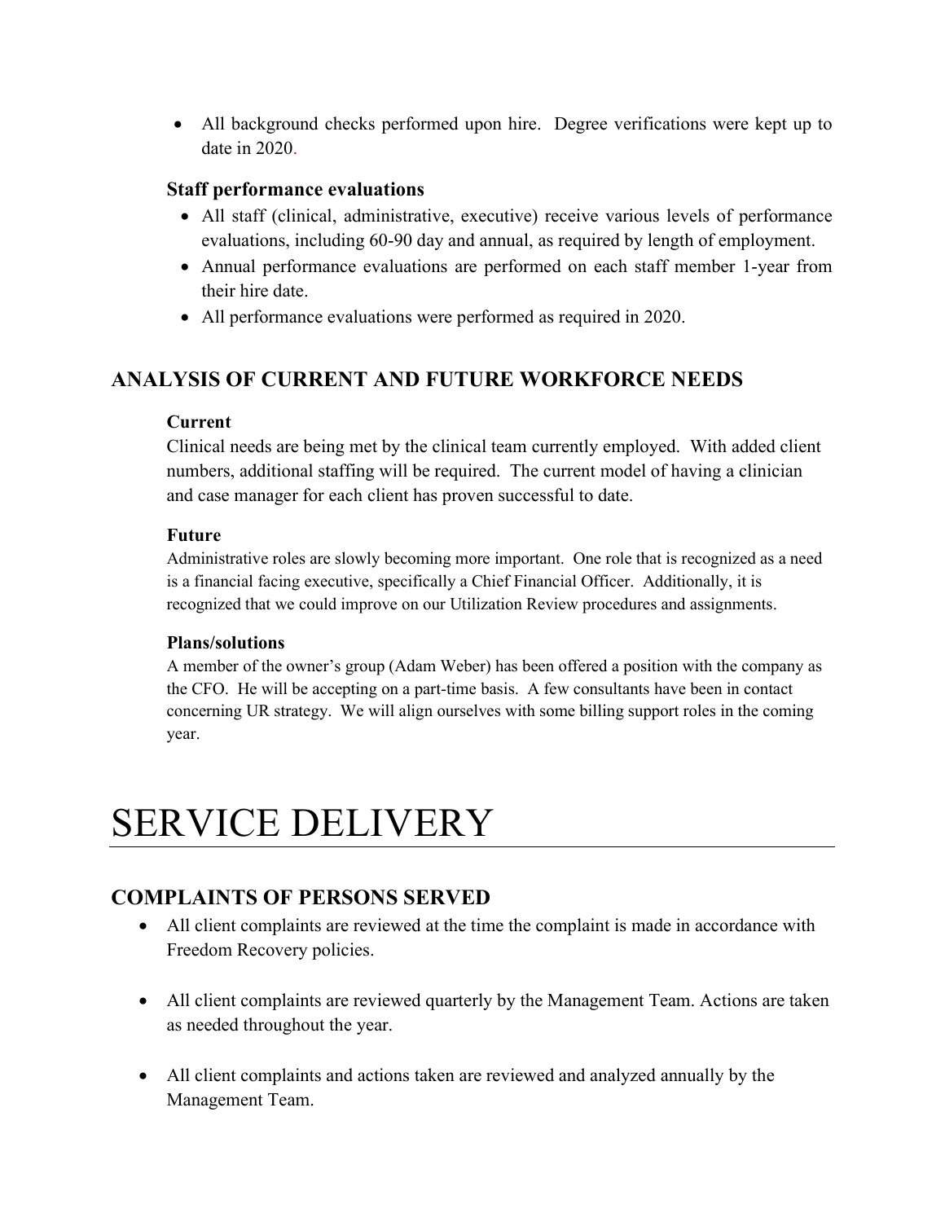- All background checks performed upon hire. Degree verifications were kept up to date in 2020.

### Staff performance evaluations

- All staff (clinical, administrative, executive) receive various levels of performance evaluations, including 60-90 day and annual, as required by length of employment.
- Annual performance evaluations are performed on each staff member 1-year from their hire date.
- All performance evaluations were performed as required in 2020.

## ANALYSIS OF CURRENT AND FUTURE WORKFORCE NEEDS

#### Current

Clinical needs are being met by the clinical team currently employed. With added client numbers, additional staffing will be required. The current model of having a clinician and case manager for each client has proven successful to date.

#### Future

Administrative roles are slowly becoming more important. One role that is recognized as a need is a financial facing executive, specifically a Chief Financial Officer. Additionally, it is recognized that we could improve on our Utilization Review procedures and assignments.

#### Plans/solutions

A member of the owner's group (Adam Weber) has been offered a position with the company as the CFO. He will be accepting on a part-time basis. A few consultants have been in contact concerning UR strategy. We will align ourselves with some billing support roles in the coming year.

# SERVICE DELIVERY

## COMPLAINTS OF PERSONS SERVED

- All client complaints are reviewed at the time the complaint is made in accordance with Freedom Recovery policies.
- All client complaints are reviewed quarterly by the Management Team. Actions are taken as needed throughout the year.
- All client complaints and actions taken are reviewed and analyzed annually by the Management Team.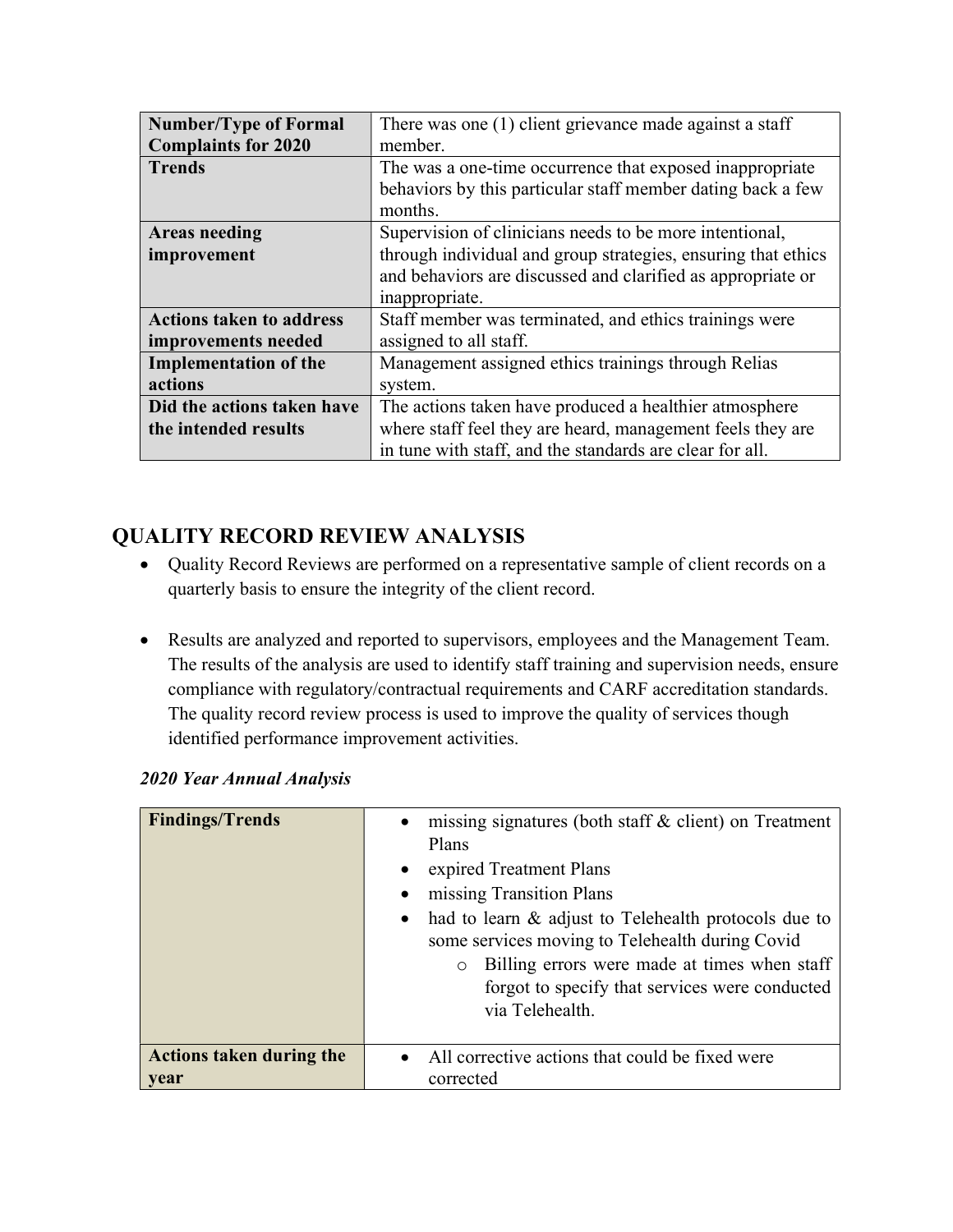| **Number/Type of Formal Complaints for 2020** | There was one (1) client grievance made against a staff member. |
|---|---|
| **Trends** | The was a one-time occurrence that exposed inappropriate behaviors by this particular staff member dating back a few months. |
| **Areas needing improvement** | Supervision of clinicians needs to be more intentional, through individual and group strategies, ensuring that ethics and behaviors are discussed and clarified as appropriate or inappropriate. |
| **Actions taken to address improvements needed** | Staff member was terminated, and ethics trainings were assigned to all staff. |
| **Implementation of the actions** | Management assigned ethics trainings through Relias system. |
| **Did the actions taken have the intended results** | The actions taken have produced a healthier atmosphere where staff feel they are heard, management feels they are in tune with staff, and the standards are clear for all. |

## QUALITY RECORD REVIEW ANALYSIS

- Quality Record Reviews are performed on a representative sample of client records on a quarterly basis to ensure the integrity of the client record.

- Results are analyzed and reported to supervisors, employees and the Management Team. The results of the analysis are used to identify staff training and supervision needs, ensure compliance with regulatory/contractual requirements and CARF accreditation standards. The quality record review process is used to improve the quality of services though identified performance improvement activities.

***2020 Year Annual Analysis***

| **Findings/Trends** | • missing signatures (both staff & client) on Treatment Plans<br>• expired Treatment Plans<br>• missing Transition Plans<br>• had to learn & adjust to Telehealth protocols due to some services moving to Telehealth during Covid<br>  ○ Billing errors were made at times when staff forgot to specify that services were conducted via Telehealth. |
|---|---|
| **Actions taken during the year** | • All corrective actions that could be fixed were corrected |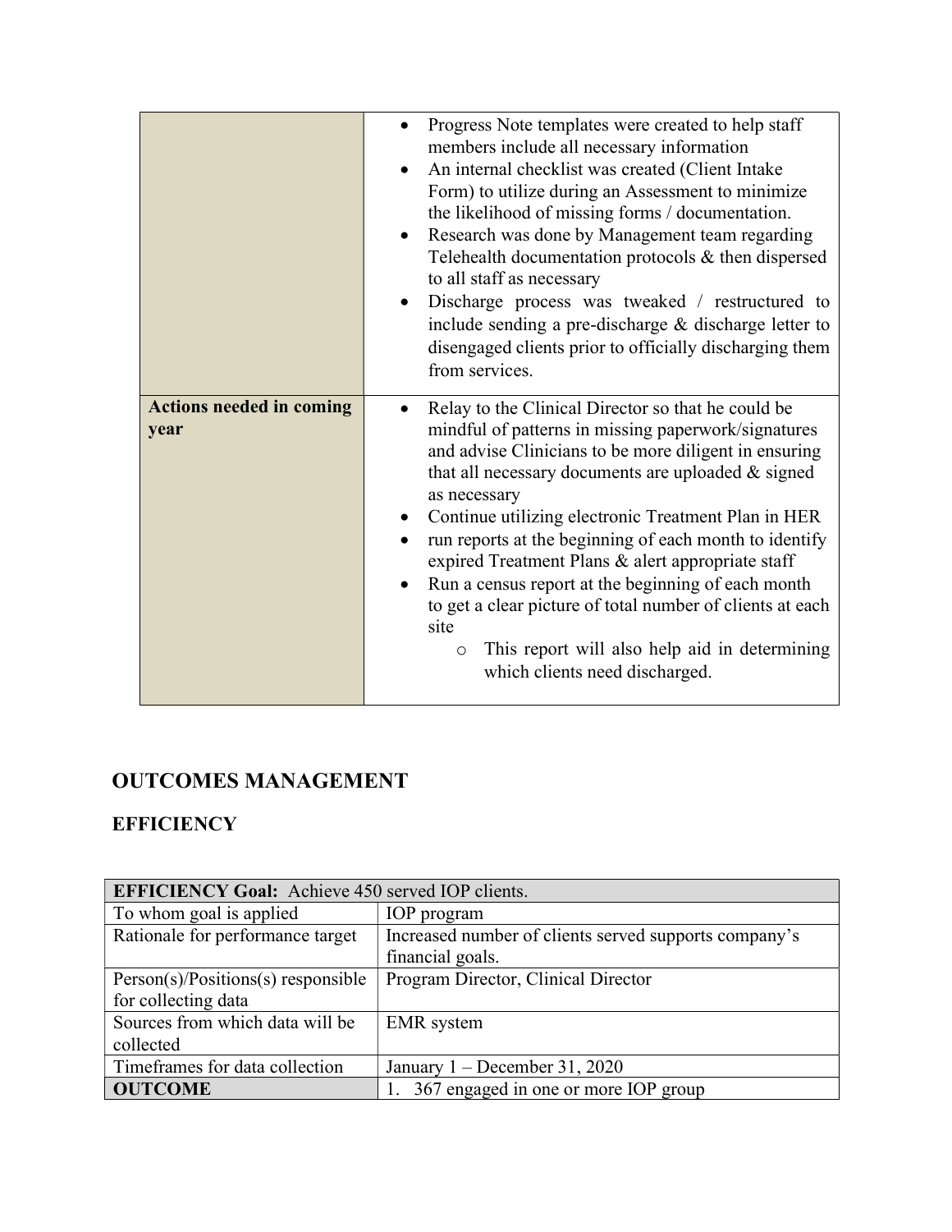| | |
|---|---|
| | • Progress Note templates were created to help staff members include all necessary information<br>• An internal checklist was created (Client Intake Form) to utilize during an Assessment to minimize the likelihood of missing forms / documentation.<br>• Research was done by Management team regarding Telehealth documentation protocols & then dispersed to all staff as necessary<br>• Discharge process was tweaked / restructured to include sending a pre-discharge & discharge letter to disengaged clients prior to officially discharging them from services. |
| **Actions needed in coming year** | • Relay to the Clinical Director so that he could be mindful of patterns in missing paperwork/signatures and advise Clinicians to be more diligent in ensuring that all necessary documents are uploaded & signed as necessary<br>• Continue utilizing electronic Treatment Plan in HER<br>• run reports at the beginning of each month to identify expired Treatment Plans & alert appropriate staff<br>• Run a census report at the beginning of each month to get a clear picture of total number of clients at each site<br>&nbsp;&nbsp;&nbsp;&nbsp;o This report will also help aid in determining which clients need discharged. |

## OUTCOMES MANAGEMENT

### EFFICIENCY

| **EFFICIENCY Goal:** Achieve 450 served IOP clients. | |
|---|---|
| To whom goal is applied | IOP program |
| Rationale for performance target | Increased number of clients served supports company's financial goals. |
| Person(s)/Positions(s) responsible for collecting data | Program Director, Clinical Director |
| Sources from which data will be collected | EMR system |
| Timeframes for data collection | January 1 – December 31, 2020 |
| **OUTCOME** | 1. 367 engaged in one or more IOP group |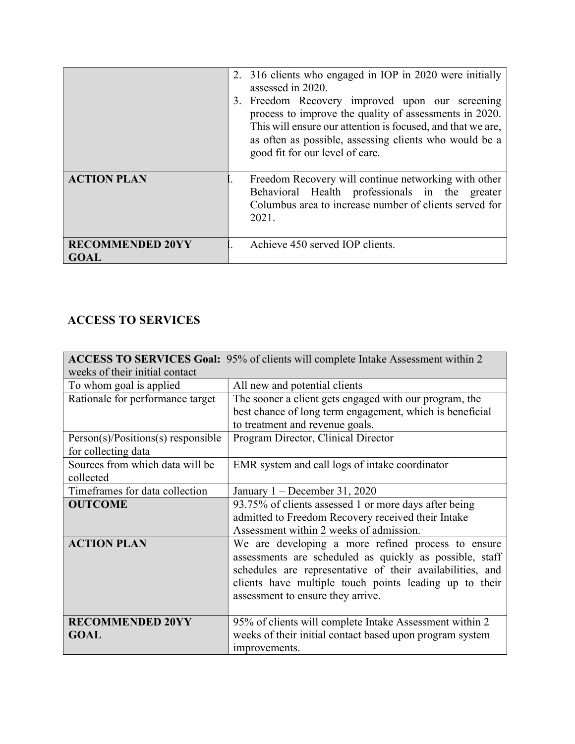| | |
|---|---|
| | 2. 316 clients who engaged in IOP in 2020 were initially assessed in 2020.<br>3. Freedom Recovery improved upon our screening process to improve the quality of assessments in 2020. This will ensure our attention is focused, and that we are, as often as possible, assessing clients who would be a good fit for our level of care. |
| **ACTION PLAN** | I. Freedom Recovery will continue networking with other Behavioral Health professionals in the greater Columbus area to increase number of clients served for 2021. |
| **RECOMMENDED 20YY GOAL** | I. Achieve 450 served IOP clients. |

## ACCESS TO SERVICES

| **ACCESS TO SERVICES Goal:** 95% of clients will complete Intake Assessment within 2 weeks of their initial contact | |
|---|---|
| To whom goal is applied | All new and potential clients |
| Rationale for performance target | The sooner a client gets engaged with our program, the best chance of long term engagement, which is beneficial to treatment and revenue goals. |
| Person(s)/Positions(s) responsible for collecting data | Program Director, Clinical Director |
| Sources from which data will be collected | EMR system and call logs of intake coordinator |
| Timeframes for data collection | January 1 – December 31, 2020 |
| **OUTCOME** | 93.75% of clients assessed 1 or more days after being admitted to Freedom Recovery received their Intake Assessment within 2 weeks of admission. |
| **ACTION PLAN** | We are developing a more refined process to ensure assessments are scheduled as quickly as possible, staff schedules are representative of their availabilities, and clients have multiple touch points leading up to their assessment to ensure they arrive. |
| **RECOMMENDED 20YY GOAL** | 95% of clients will complete Intake Assessment within 2 weeks of their initial contact based upon program system improvements. |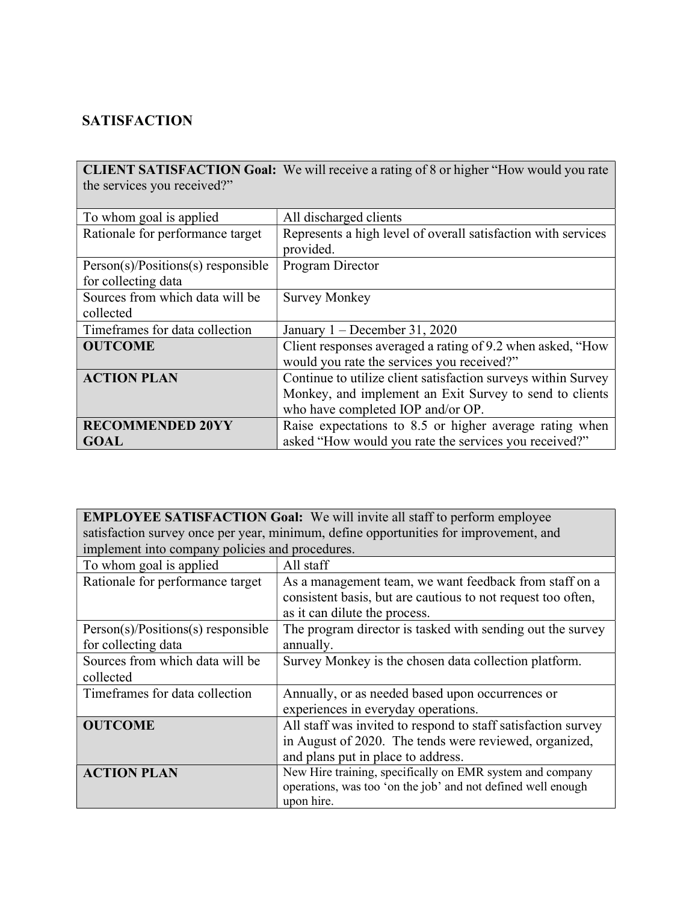## SATISFACTION

| **CLIENT SATISFACTION Goal:** We will receive a rating of 8 or higher "How would you rate the services you received?" | |
|---|---|
| To whom goal is applied | All discharged clients |
| Rationale for performance target | Represents a high level of overall satisfaction with services provided. |
| Person(s)/Positions(s) responsible for collecting data | Program Director |
| Sources from which data will be collected | Survey Monkey |
| Timeframes for data collection | January 1 – December 31, 2020 |
| **OUTCOME** | Client responses averaged a rating of 9.2 when asked, "How would you rate the services you received?" |
| **ACTION PLAN** | Continue to utilize client satisfaction surveys within Survey Monkey, and implement an Exit Survey to send to clients who have completed IOP and/or OP. |
| **RECOMMENDED 20YY GOAL** | Raise expectations to 8.5 or higher average rating when asked "How would you rate the services you received?" |

| **EMPLOYEE SATISFACTION Goal:** We will invite all staff to perform employee satisfaction survey once per year, minimum, define opportunities for improvement, and implement into company policies and procedures. | |
|---|---|
| To whom goal is applied | All staff |
| Rationale for performance target | As a management team, we want feedback from staff on a consistent basis, but are cautious to not request too often, as it can dilute the process. |
| Person(s)/Positions(s) responsible for collecting data | The program director is tasked with sending out the survey annually. |
| Sources from which data will be collected | Survey Monkey is the chosen data collection platform. |
| Timeframes for data collection | Annually, or as needed based upon occurrences or experiences in everyday operations. |
| **OUTCOME** | All staff was invited to respond to staff satisfaction survey in August of 2020. The tends were reviewed, organized, and plans put in place to address. |
| **ACTION PLAN** | New Hire training, specifically on EMR system and company operations, was too 'on the job' and not defined well enough upon hire. |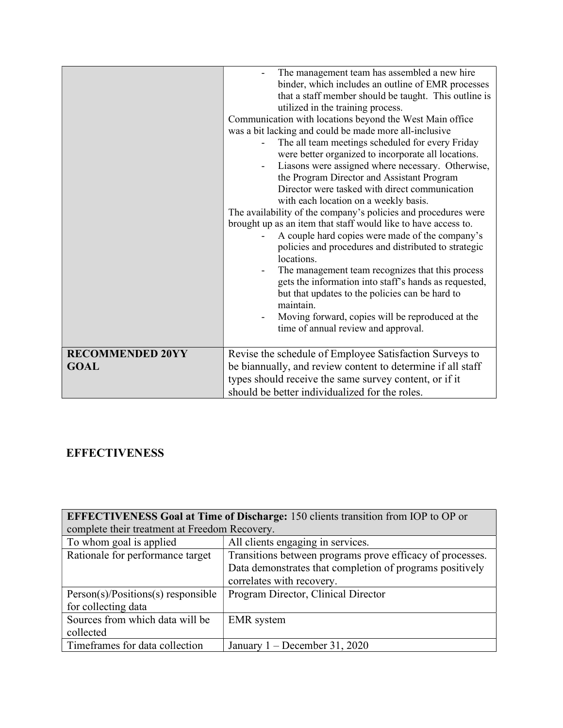| | |
|---|---|
| | - The management team has assembled a new hire binder, which includes an outline of EMR processes that a staff member should be taught. This outline is utilized in the training process.<br>Communication with locations beyond the West Main office was a bit lacking and could be made more all-inclusive<br>- The all team meetings scheduled for every Friday were better organized to incorporate all locations.<br>- Liasons were assigned where necessary. Otherwise, the Program Director and Assistant Program Director were tasked with direct communication with each location on a weekly basis.<br>The availability of the company's policies and procedures were brought up as an item that staff would like to have access to.<br>- A couple hard copies were made of the company's policies and procedures and distributed to strategic locations.<br>- The management team recognizes that this process gets the information into staff's hands as requested, but that updates to the policies can be hard to maintain.<br>- Moving forward, copies will be reproduced at the time of annual review and approval. |
| **RECOMMENDED 20YY GOAL** | Revise the schedule of Employee Satisfaction Surveys to be biannually, and review content to determine if all staff types should receive the same survey content, or if it should be better individualized for the roles. |

## EFFECTIVENESS

| **EFFECTIVENESS Goal at Time of Discharge:** 150 clients transition from IOP to OP or complete their treatment at Freedom Recovery. | |
|---|---|
| To whom goal is applied | All clients engaging in services. |
| Rationale for performance target | Transitions between programs prove efficacy of processes. Data demonstrates that completion of programs positively correlates with recovery. |
| Person(s)/Positions(s) responsible for collecting data | Program Director, Clinical Director |
| Sources from which data will be collected | EMR system |
| Timeframes for data collection | January 1 – December 31, 2020 |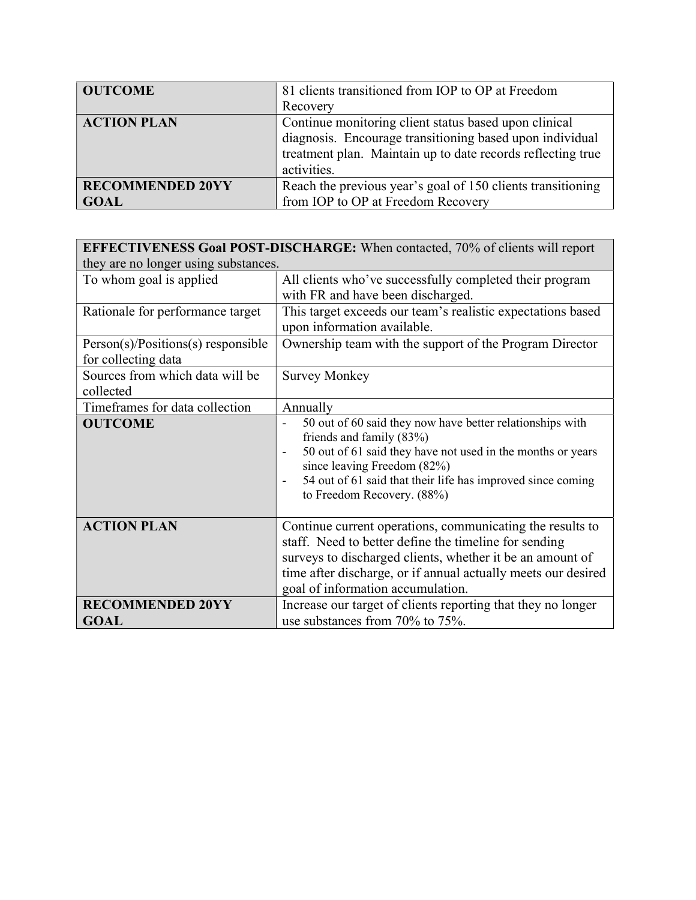| | |
|---|---|
| **OUTCOME** | 81 clients transitioned from IOP to OP at Freedom Recovery |
| **ACTION PLAN** | Continue monitoring client status based upon clinical diagnosis. Encourage transitioning based upon individual treatment plan. Maintain up to date records reflecting true activities. |
| **RECOMMENDED 20YY GOAL** | Reach the previous year's goal of 150 clients transitioning from IOP to OP at Freedom Recovery |

| **EFFECTIVENESS Goal POST-DISCHARGE:** When contacted, 70% of clients will report they are no longer using substances. | |
|---|---|
| To whom goal is applied | All clients who've successfully completed their program with FR and have been discharged. |
| Rationale for performance target | This target exceeds our team's realistic expectations based upon information available. |
| Person(s)/Positions(s) responsible for collecting data | Ownership team with the support of the Program Director |
| Sources from which data will be collected | Survey Monkey |
| Timeframes for data collection | Annually |
| **OUTCOME** | - 50 out of 60 said they now have better relationships with friends and family (83%)<br>- 50 out of 61 said they have not used in the months or years since leaving Freedom (82%)<br>- 54 out of 61 said that their life has improved since coming to Freedom Recovery. (88%) |
| **ACTION PLAN** | Continue current operations, communicating the results to staff. Need to better define the timeline for sending surveys to discharged clients, whether it be an amount of time after discharge, or if annual actually meets our desired goal of information accumulation. |
| **RECOMMENDED 20YY GOAL** | Increase our target of clients reporting that they no longer use substances from 70% to 75%. |